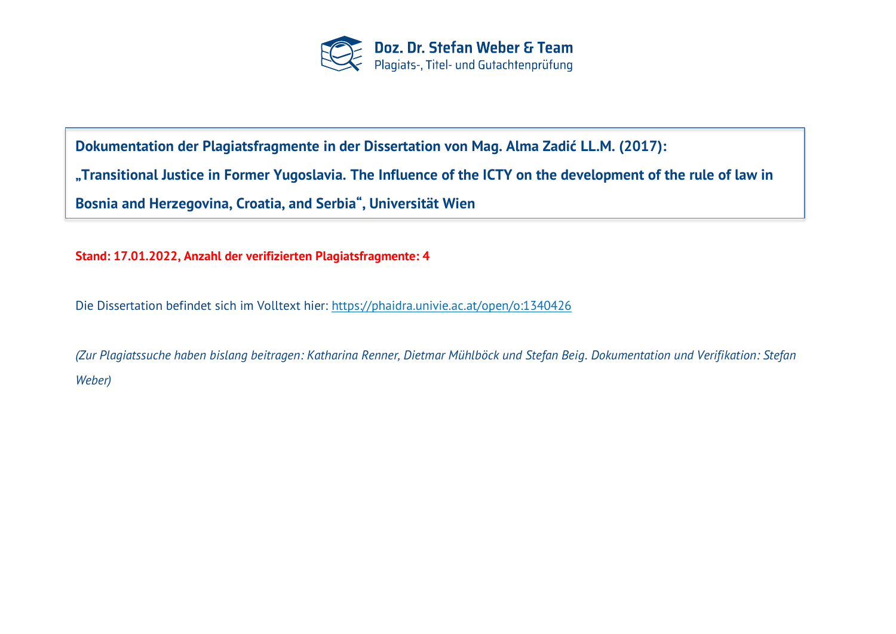**Doz. Dr. Stefan Weber & Team**
Plagiats-, Titel- und Gutachtenprüfung

# Dokumentation der Plagiatsfragmente in der Dissertation von Mag. Alma Zadić LL.M. (2017): „Transitional Justice in Former Yugoslavia. The Influence of the ICTY on the development of the rule of law in Bosnia and Herzegovina, Croatia, and Serbia", Universität Wien

**Stand: 17.01.2022, Anzahl der verifizierten Plagiatsfragmente: 4**

Die Dissertation befindet sich im Volltext hier: https://phaidra.univie.ac.at/open/o:1340426

*(Zur Plagiatssuche haben bislang beitragen: Katharina Renner, Dietmar Mühlböck und Stefan Beig. Dokumentation und Verifikation: Stefan Weber)*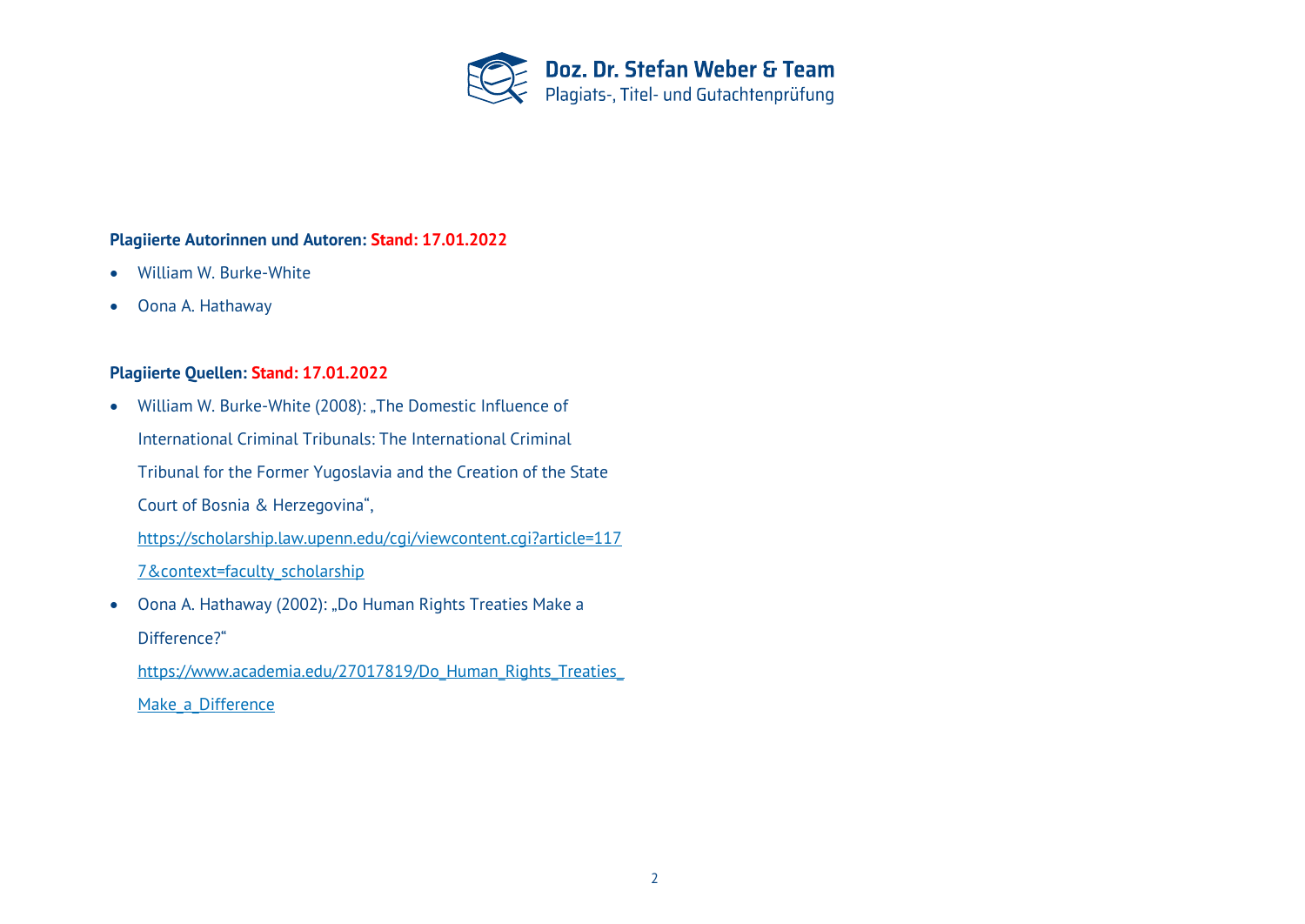**Plagiierte Autorinnen und Autoren: Stand: 17.01.2022**

- William W. Burke-White
- Oona A. Hathaway

**Plagiierte Quellen: Stand: 17.01.2022**

- William W. Burke-White (2008): „The Domestic Influence of International Criminal Tribunals: The International Criminal Tribunal for the Former Yugoslavia and the Creation of the State Court of Bosnia & Herzegovina", https://scholarship.law.upenn.edu/cgi/viewcontent.cgi?article=1177&context=faculty_scholarship
- Oona A. Hathaway (2002): „Do Human Rights Treaties Make a Difference?" https://www.academia.edu/27017819/Do_Human_Rights_Treaties_Make_a_Difference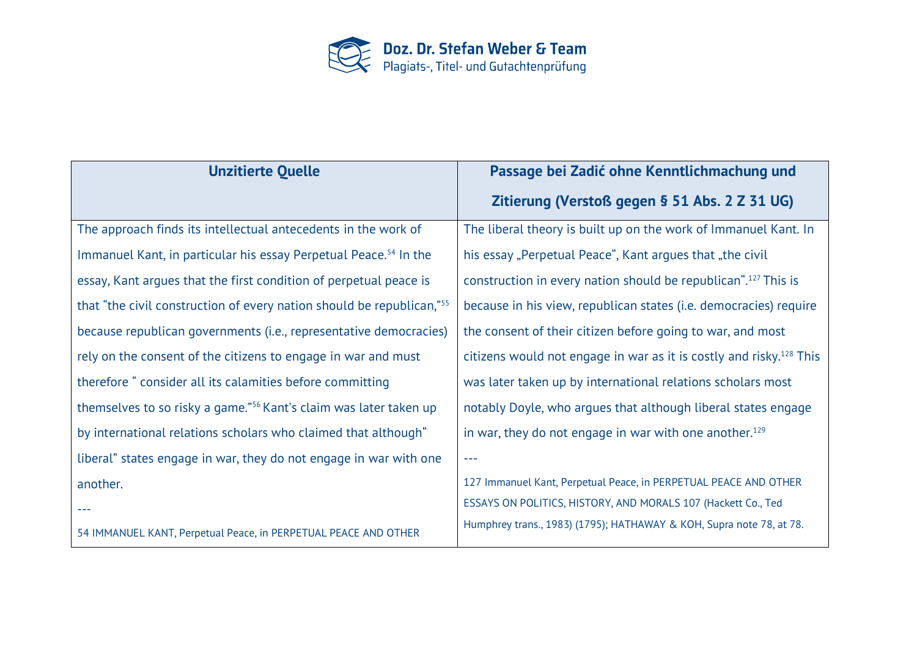| Unzitierte Quelle | Passage bei Zadić ohne Kenntlichmachung und Zitierung (Verstoß gegen § 51 Abs. 2 Z 31 UG) |
|---|---|
| The approach finds its intellectual antecedents in the work of Immanuel Kant, in particular his essay Perpetual Peace.[54] In the essay, Kant argues that the first condition of perpetual peace is that "the civil construction of every nation should be republican,"[55] because republican governments (i.e., representative democracies) rely on the consent of the citizens to engage in war and must therefore " consider all its calamities before committing themselves to so risky a game."[56] Kant's claim was later taken up by international relations scholars who claimed that although" liberal" states engage in war, they do not engage in war with one another.<br>---<br>54 IMMANUEL KANT, Perpetual Peace, in PERPETUAL PEACE AND OTHER | The liberal theory is built up on the work of Immanuel Kant. In his essay „Perpetual Peace", Kant argues that „the civil construction in every nation should be republican".[127] This is because in his view, republican states (i.e. democracies) require the consent of their citizen before going to war, and most citizens would not engage in war as it is costly and risky.[128] This was later taken up by international relations scholars most notably Doyle, who argues that although liberal states engage in war, they do not engage in war with one another.[129]<br>---<br>127 Immanuel Kant, Perpetual Peace, in PERPETUAL PEACE AND OTHER ESSAYS ON POLITICS, HISTORY, AND MORALS 107 (Hackett Co., Ted Humphrey trans., 1983) (1795); HATHAWAY & KOH, Supra note 78, at 78. |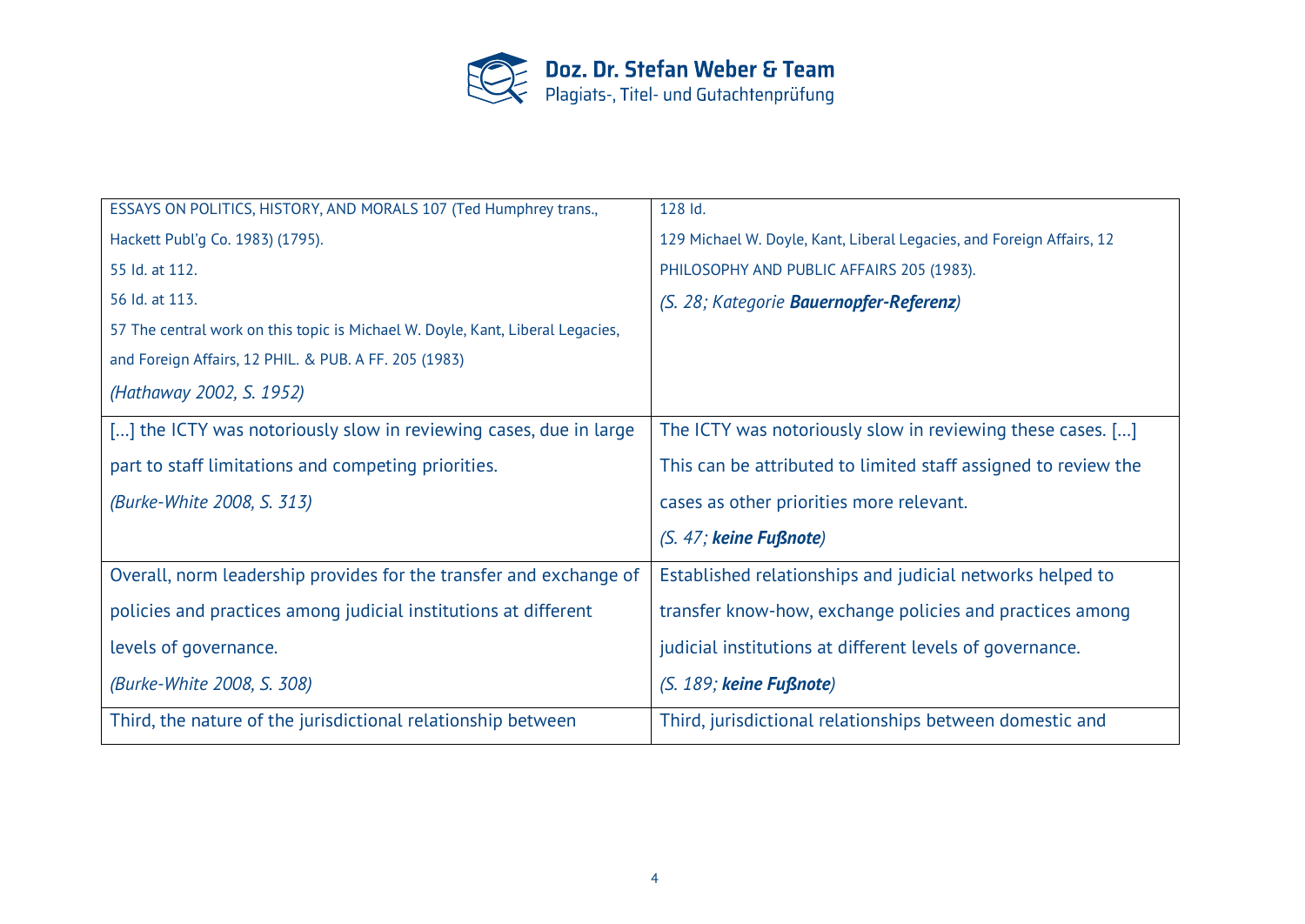| | |
|---|---|
| ESSAYS ON POLITICS, HISTORY, AND MORALS 107 (Ted Humphrey trans., Hackett Publ'g Co. 1983) (1795).<br>55 Id. at 112.<br>56 Id. at 113.<br>57 The central work on this topic is Michael W. Doyle, Kant, Liberal Legacies, and Foreign Affairs, 12 PHIL. & PUB. A FF. 205 (1983)<br>*(Hathaway 2002, S. 1952)* | 128 Id.<br>129 Michael W. Doyle, Kant, Liberal Legacies, and Foreign Affairs, 12 PHILOSOPHY AND PUBLIC AFFAIRS 205 (1983).<br>*(S. 28; Kategorie **Bauernopfer-Referenz**)* |
| […] the ICTY was notoriously slow in reviewing cases, due in large part to staff limitations and competing priorities.<br>*(Burke-White 2008, S. 313)* | The ICTY was notoriously slow in reviewing these cases. […] This can be attributed to limited staff assigned to review the cases as other priorities more relevant.<br>*(S. 47; **keine Fußnote**)* |
| Overall, norm leadership provides for the transfer and exchange of policies and practices among judicial institutions at different levels of governance.<br>*(Burke-White 2008, S. 308)* | Established relationships and judicial networks helped to transfer know-how, exchange policies and practices among judicial institutions at different levels of governance.<br>*(S. 189; **keine Fußnote**)* |
| Third, the nature of the jurisdictional relationship between | Third, jurisdictional relationships between domestic and |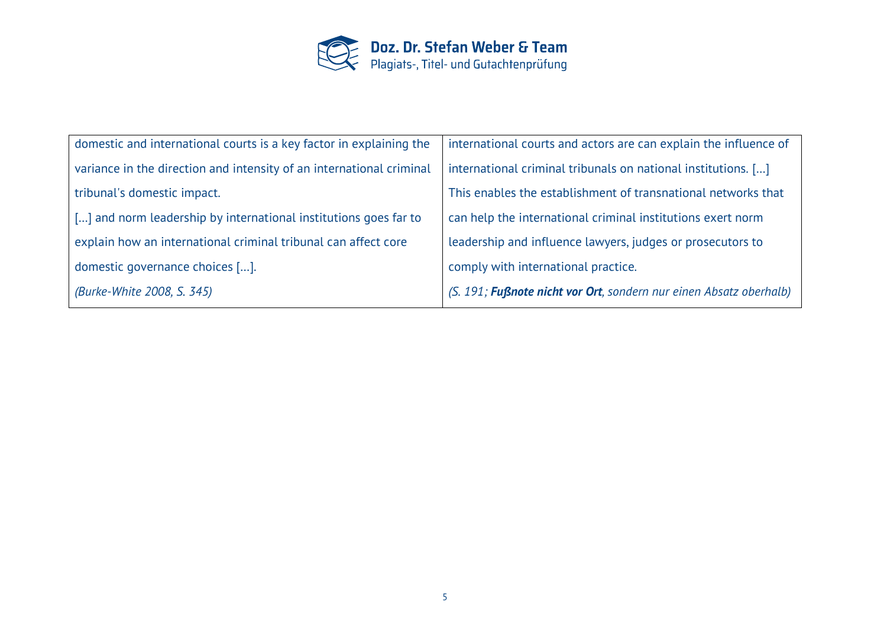| | |
|---|---|
| domestic and international courts is a key factor in explaining the variance in the direction and intensity of an international criminal tribunal's domestic impact.<br>[…] and norm leadership by international institutions goes far to explain how an international criminal tribunal can affect core domestic governance choices […].<br>*(Burke-White 2008, S. 345)* | international courts and actors are can explain the influence of international criminal tribunals on national institutions. […] This enables the establishment of transnational networks that can help the international criminal institutions exert norm leadership and influence lawyers, judges or prosecutors to comply with international practice.<br>*(S. 191;* ***Fußnote nicht vor Ort****, sondern nur einen Absatz oberhalb)* |